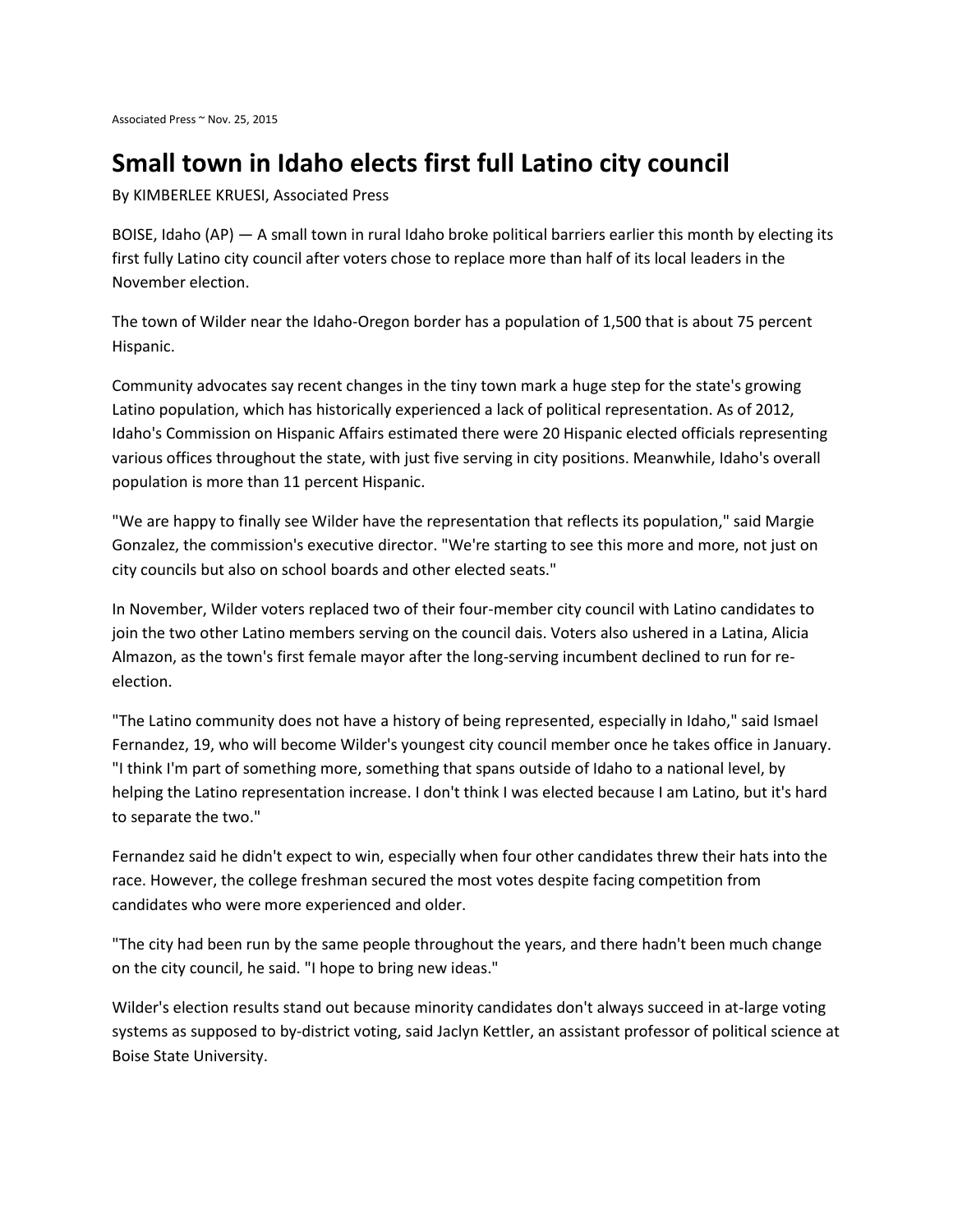Associated Press ~ Nov. 25, 2015

# Small town in Idaho elects first full Latino city council

By KIMBERLEE KRUESI, Associated Press

BOISE, Idaho (AP) — A small town in rural Idaho broke political barriers earlier this month by electing its first fully Latino city council after voters chose to replace more than half of its local leaders in the November election.

The town of Wilder near the Idaho-Oregon border has a population of 1,500 that is about 75 percent Hispanic.

Community advocates say recent changes in the tiny town mark a huge step for the state's growing Latino population, which has historically experienced a lack of political representation. As of 2012, Idaho's Commission on Hispanic Affairs estimated there were 20 Hispanic elected officials representing various offices throughout the state, with just five serving in city positions. Meanwhile, Idaho's overall population is more than 11 percent Hispanic.

"We are happy to finally see Wilder have the representation that reflects its population," said Margie Gonzalez, the commission's executive director. "We're starting to see this more and more, not just on city councils but also on school boards and other elected seats."

In November, Wilder voters replaced two of their four-member city council with Latino candidates to join the two other Latino members serving on the council dais. Voters also ushered in a Latina, Alicia Almazon, as the town's first female mayor after the long-serving incumbent declined to run for re-election.

"The Latino community does not have a history of being represented, especially in Idaho," said Ismael Fernandez, 19, who will become Wilder's youngest city council member once he takes office in January. "I think I'm part of something more, something that spans outside of Idaho to a national level, by helping the Latino representation increase. I don't think I was elected because I am Latino, but it's hard to separate the two."

Fernandez said he didn't expect to win, especially when four other candidates threw their hats into the race. However, the college freshman secured the most votes despite facing competition from candidates who were more experienced and older.

"The city had been run by the same people throughout the years, and there hadn't been much change on the city council, he said. "I hope to bring new ideas."

Wilder's election results stand out because minority candidates don't always succeed in at-large voting systems as supposed to by-district voting, said Jaclyn Kettler, an assistant professor of political science at Boise State University.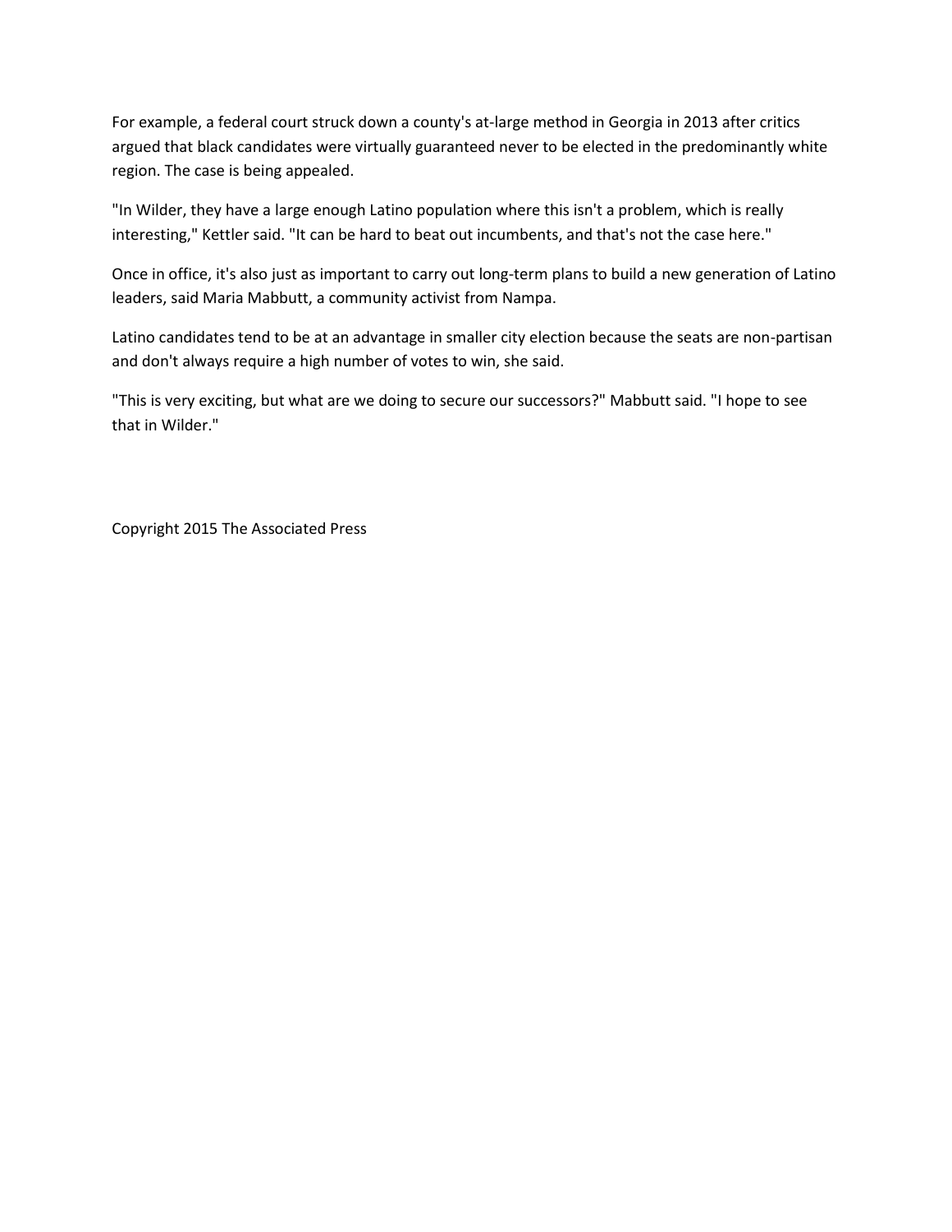For example, a federal court struck down a county's at-large method in Georgia in 2013 after critics argued that black candidates were virtually guaranteed never to be elected in the predominantly white region. The case is being appealed.

"In Wilder, they have a large enough Latino population where this isn't a problem, which is really interesting," Kettler said. "It can be hard to beat out incumbents, and that's not the case here."

Once in office, it's also just as important to carry out long-term plans to build a new generation of Latino leaders, said Maria Mabbutt, a community activist from Nampa.

Latino candidates tend to be at an advantage in smaller city election because the seats are non-partisan and don't always require a high number of votes to win, she said.

"This is very exciting, but what are we doing to secure our successors?" Mabbutt said. "I hope to see that in Wilder."

Copyright 2015 The Associated Press